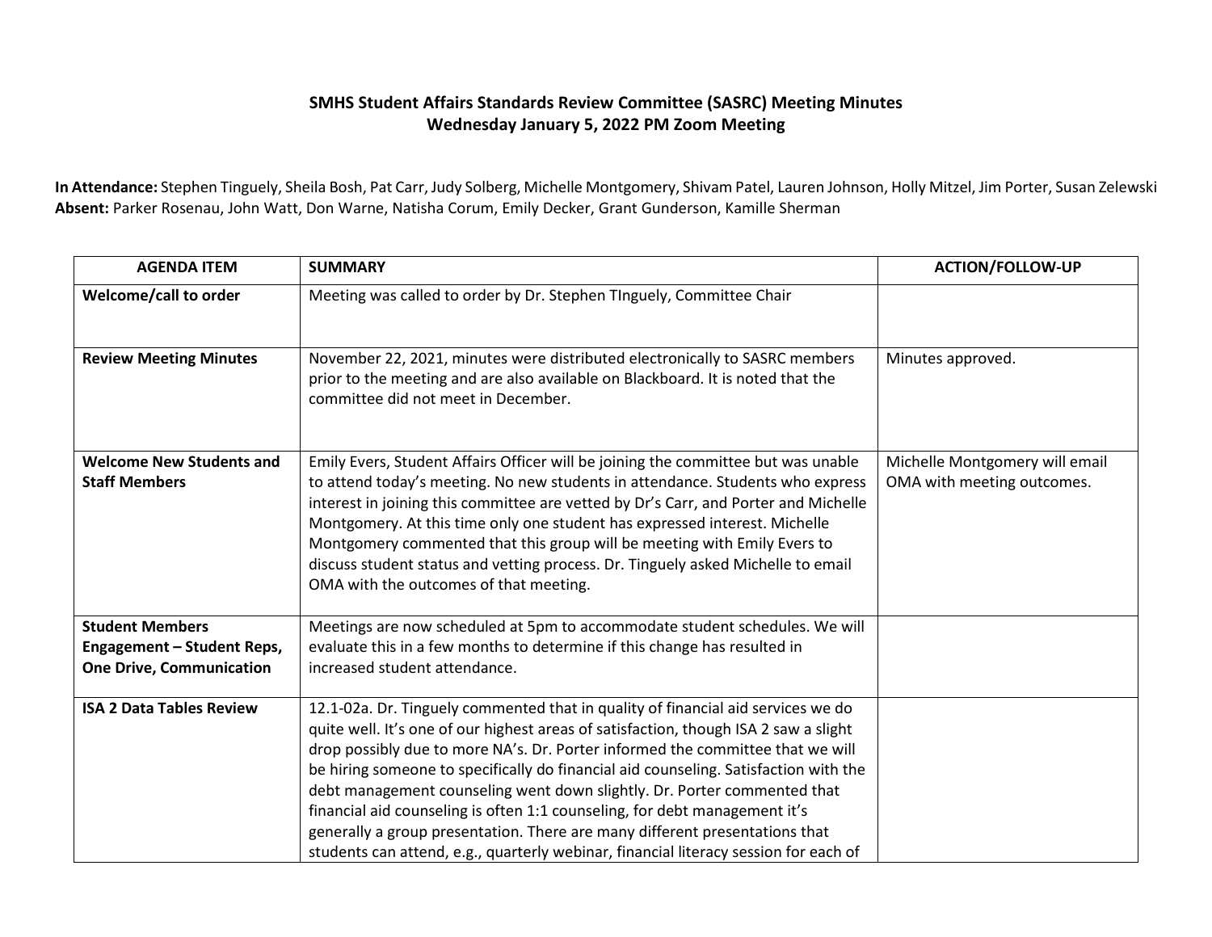# SMHS Student Affairs Standards Review Committee (SASRC) Meeting Minutes

## Wednesday January 5, 2022 PM Zoom Meeting

**In Attendance:** Stephen Tinguely, Sheila Bosh, Pat Carr, Judy Solberg, Michelle Montgomery, Shivam Patel, Lauren Johnson, Holly Mitzel, Jim Porter, Susan Zelewski
**Absent:** Parker Rosenau, John Watt, Don Warne, Natisha Corum, Emily Decker, Grant Gunderson, Kamille Sherman

| AGENDA ITEM | SUMMARY | ACTION/FOLLOW-UP |
| --- | --- | --- |
| **Welcome/call to order** | Meeting was called to order by Dr. Stephen TInguely, Committee Chair | |
| **Review Meeting Minutes** | November 22, 2021, minutes were distributed electronically to SASRC members prior to the meeting and are also available on Blackboard. It is noted that the committee did not meet in December. | Minutes approved. |
| **Welcome New Students and Staff Members** | Emily Evers, Student Affairs Officer will be joining the committee but was unable to attend today's meeting. No new students in attendance. Students who express interest in joining this committee are vetted by Dr's Carr, and Porter and Michelle Montgomery. At this time only one student has expressed interest. Michelle Montgomery commented that this group will be meeting with Emily Evers to discuss student status and vetting process. Dr. Tinguely asked Michelle to email OMA with the outcomes of that meeting. | Michelle Montgomery will email OMA with meeting outcomes. |
| **Student Members Engagement – Student Reps, One Drive, Communication** | Meetings are now scheduled at 5pm to accommodate student schedules. We will evaluate this in a few months to determine if this change has resulted in increased student attendance. | |
| **ISA 2 Data Tables Review** | 12.1-02a. Dr. Tinguely commented that in quality of financial aid services we do quite well. It's one of our highest areas of satisfaction, though ISA 2 saw a slight drop possibly due to more NA's. Dr. Porter informed the committee that we will be hiring someone to specifically do financial aid counseling. Satisfaction with the debt management counseling went down slightly. Dr. Porter commented that financial aid counseling is often 1:1 counseling, for debt management it's generally a group presentation. There are many different presentations that students can attend, e.g., quarterly webinar, financial literacy session for each of | |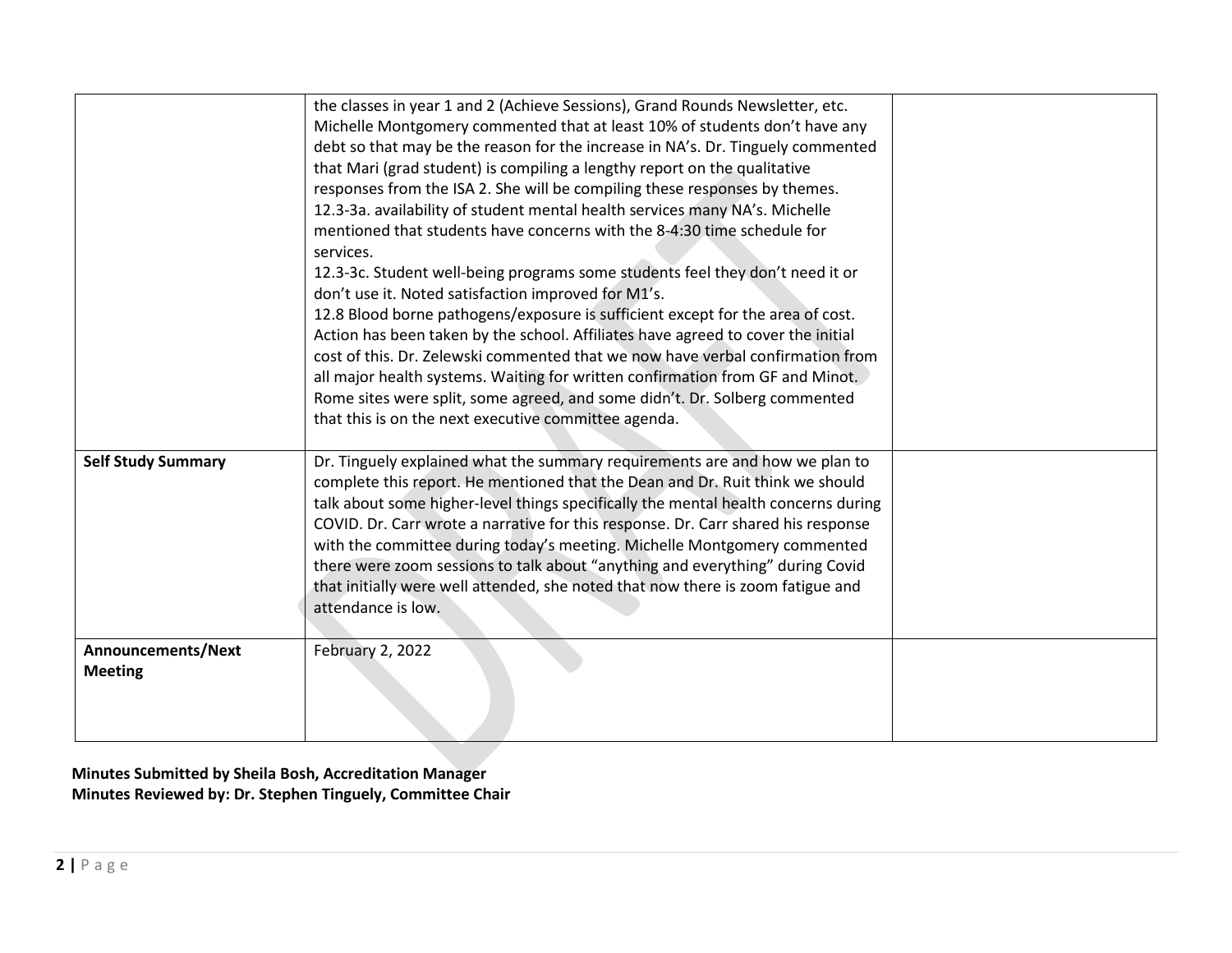| | | |
|---|---|---|
| | the classes in year 1 and 2 (Achieve Sessions), Grand Rounds Newsletter, etc. Michelle Montgomery commented that at least 10% of students don't have any debt so that may be the reason for the increase in NA's. Dr. Tinguely commented that Mari (grad student) is compiling a lengthy report on the qualitative responses from the ISA 2. She will be compiling these responses by themes.<br>12.3-3a. availability of student mental health services many NA's. Michelle mentioned that students have concerns with the 8-4:30 time schedule for services.<br>12.3-3c. Student well-being programs some students feel they don't need it or don't use it. Noted satisfaction improved for M1's.<br>12.8 Blood borne pathogens/exposure is sufficient except for the area of cost. Action has been taken by the school. Affiliates have agreed to cover the initial cost of this. Dr. Zelewski commented that we now have verbal confirmation from all major health systems. Waiting for written confirmation from GF and Minot. Rome sites were split, some agreed, and some didn't. Dr. Solberg commented that this is on the next executive committee agenda. | |
| **Self Study Summary** | Dr. Tinguely explained what the summary requirements are and how we plan to complete this report. He mentioned that the Dean and Dr. Ruit think we should talk about some higher-level things specifically the mental health concerns during COVID. Dr. Carr wrote a narrative for this response. Dr. Carr shared his response with the committee during today's meeting. Michelle Montgomery commented there were zoom sessions to talk about "anything and everything" during Covid that initially were well attended, she noted that now there is zoom fatigue and attendance is low. | |
| **Announcements/Next Meeting** | February 2, 2022 | |

**Minutes Submitted by Sheila Bosh, Accreditation Manager**
**Minutes Reviewed by: Dr. Stephen Tinguely, Committee Chair**